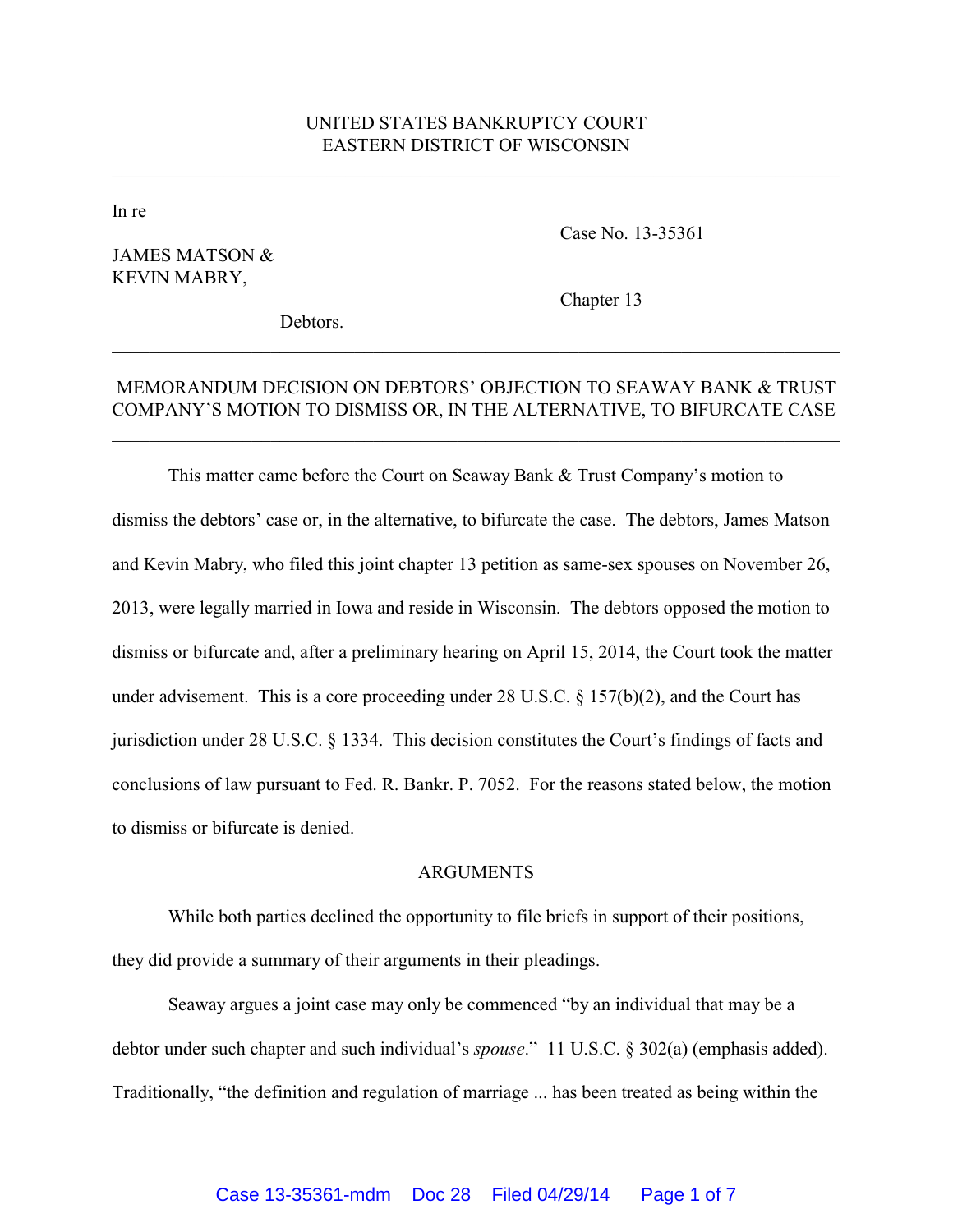UNITED STATES BANKRUPTCY COURT
EASTERN DISTRICT OF WISCONSIN

---

In re

JAMES MATSON &
KEVIN MABRY,

Debtors.

Case No. 13-35361

Chapter 13

---

MEMORANDUM DECISION ON DEBTORS' OBJECTION TO SEAWAY BANK & TRUST COMPANY'S MOTION TO DISMISS OR, IN THE ALTERNATIVE, TO BIFURCATE CASE

---

This matter came before the Court on Seaway Bank & Trust Company's motion to dismiss the debtors' case or, in the alternative, to bifurcate the case. The debtors, James Matson and Kevin Mabry, who filed this joint chapter 13 petition as same-sex spouses on November 26, 2013, were legally married in Iowa and reside in Wisconsin. The debtors opposed the motion to dismiss or bifurcate and, after a preliminary hearing on April 15, 2014, the Court took the matter under advisement. This is a core proceeding under 28 U.S.C. § 157(b)(2), and the Court has jurisdiction under 28 U.S.C. § 1334. This decision constitutes the Court's findings of facts and conclusions of law pursuant to Fed. R. Bankr. P. 7052. For the reasons stated below, the motion to dismiss or bifurcate is denied.

## ARGUMENTS

While both parties declined the opportunity to file briefs in support of their positions, they did provide a summary of their arguments in their pleadings.

Seaway argues a joint case may only be commenced "by an individual that may be a debtor under such chapter and such individual's *spouse*." 11 U.S.C. § 302(a) (emphasis added). Traditionally, "the definition and regulation of marriage ... has been treated as being within the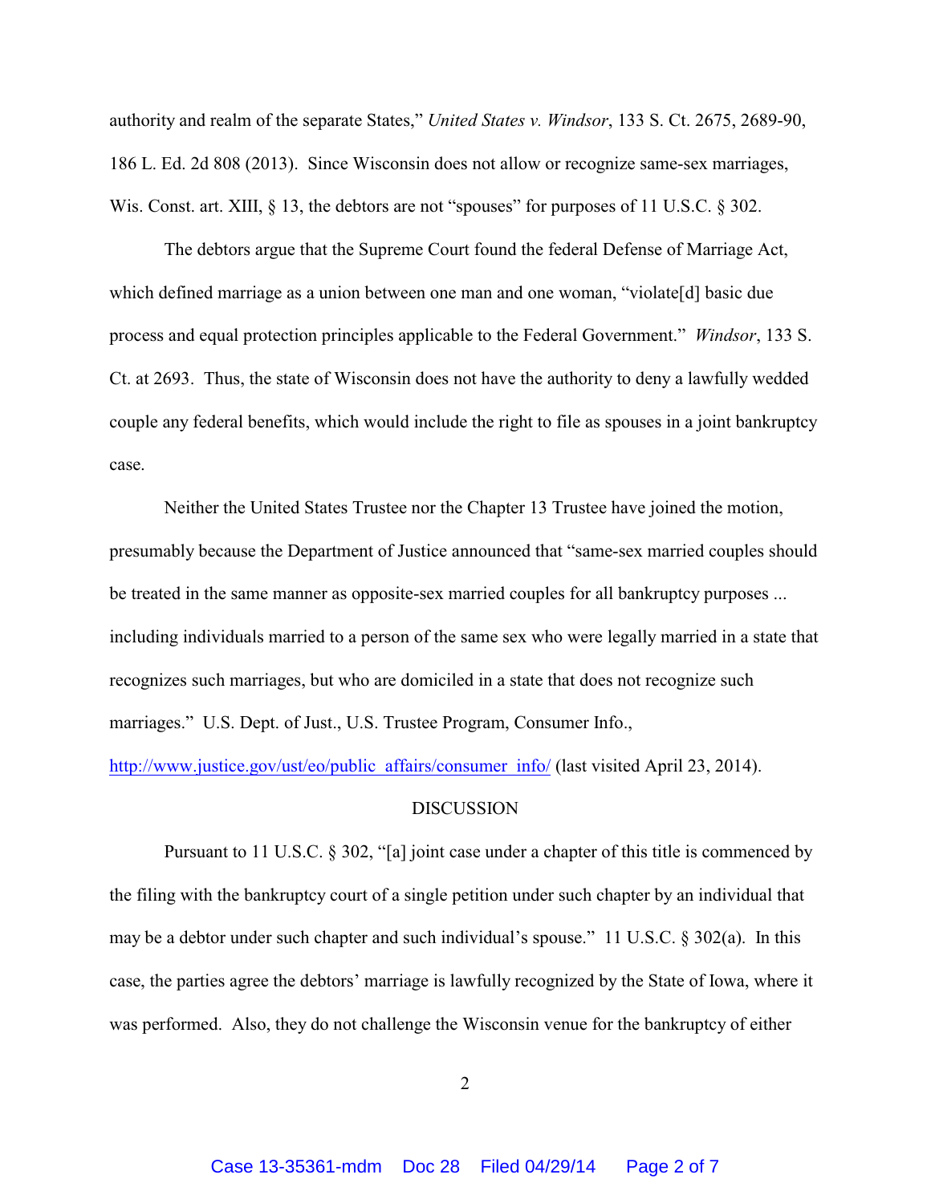authority and realm of the separate States," *United States v. Windsor*, 133 S. Ct. 2675, 2689-90, 186 L. Ed. 2d 808 (2013). Since Wisconsin does not allow or recognize same-sex marriages, Wis. Const. art. XIII, § 13, the debtors are not "spouses" for purposes of 11 U.S.C. § 302.

The debtors argue that the Supreme Court found the federal Defense of Marriage Act, which defined marriage as a union between one man and one woman, "violate[d] basic due process and equal protection principles applicable to the Federal Government." *Windsor*, 133 S. Ct. at 2693. Thus, the state of Wisconsin does not have the authority to deny a lawfully wedded couple any federal benefits, which would include the right to file as spouses in a joint bankruptcy case.

Neither the United States Trustee nor the Chapter 13 Trustee have joined the motion, presumably because the Department of Justice announced that "same-sex married couples should be treated in the same manner as opposite-sex married couples for all bankruptcy purposes ... including individuals married to a person of the same sex who were legally married in a state that recognizes such marriages, but who are domiciled in a state that does not recognize such marriages." U.S. Dept. of Just., U.S. Trustee Program, Consumer Info., http://www.justice.gov/ust/eo/public_affairs/consumer_info/ (last visited April 23, 2014).

## DISCUSSION

Pursuant to 11 U.S.C. § 302, "[a] joint case under a chapter of this title is commenced by the filing with the bankruptcy court of a single petition under such chapter by an individual that may be a debtor under such chapter and such individual's spouse." 11 U.S.C. § 302(a). In this case, the parties agree the debtors' marriage is lawfully recognized by the State of Iowa, where it was performed. Also, they do not challenge the Wisconsin venue for the bankruptcy of either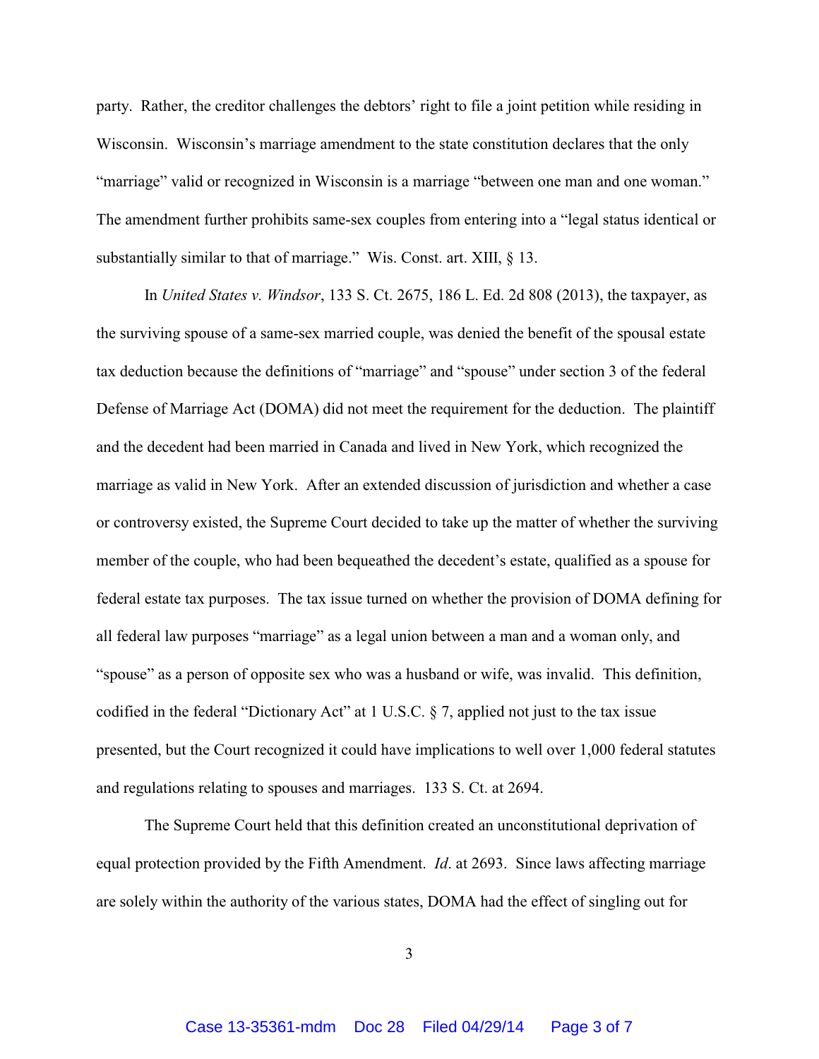party. Rather, the creditor challenges the debtors' right to file a joint petition while residing in Wisconsin. Wisconsin's marriage amendment to the state constitution declares that the only "marriage" valid or recognized in Wisconsin is a marriage "between one man and one woman." The amendment further prohibits same-sex couples from entering into a "legal status identical or substantially similar to that of marriage." Wis. Const. art. XIII, § 13.

In *United States v. Windsor*, 133 S. Ct. 2675, 186 L. Ed. 2d 808 (2013), the taxpayer, as the surviving spouse of a same-sex married couple, was denied the benefit of the spousal estate tax deduction because the definitions of "marriage" and "spouse" under section 3 of the federal Defense of Marriage Act (DOMA) did not meet the requirement for the deduction. The plaintiff and the decedent had been married in Canada and lived in New York, which recognized the marriage as valid in New York. After an extended discussion of jurisdiction and whether a case or controversy existed, the Supreme Court decided to take up the matter of whether the surviving member of the couple, who had been bequeathed the decedent's estate, qualified as a spouse for federal estate tax purposes. The tax issue turned on whether the provision of DOMA defining for all federal law purposes "marriage" as a legal union between a man and a woman only, and "spouse" as a person of opposite sex who was a husband or wife, was invalid. This definition, codified in the federal "Dictionary Act" at 1 U.S.C. § 7, applied not just to the tax issue presented, but the Court recognized it could have implications to well over 1,000 federal statutes and regulations relating to spouses and marriages. 133 S. Ct. at 2694.

The Supreme Court held that this definition created an unconstitutional deprivation of equal protection provided by the Fifth Amendment. *Id*. at 2693. Since laws affecting marriage are solely within the authority of the various states, DOMA had the effect of singling out for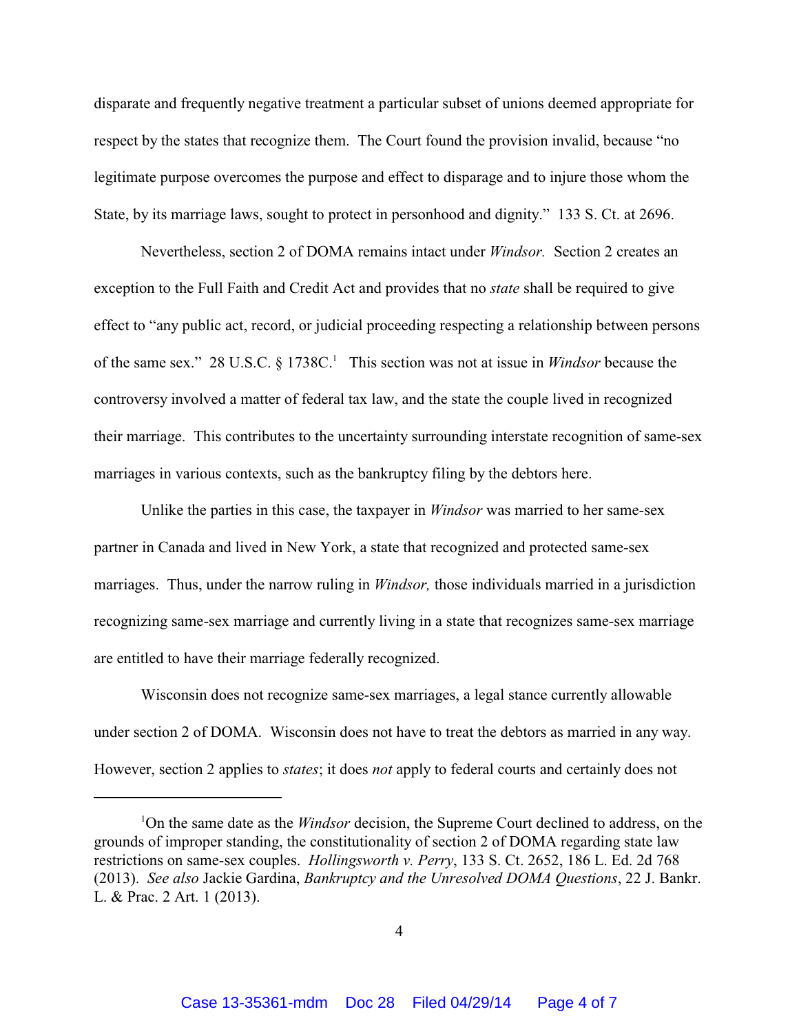disparate and frequently negative treatment a particular subset of unions deemed appropriate for respect by the states that recognize them. The Court found the provision invalid, because "no legitimate purpose overcomes the purpose and effect to disparage and to injure those whom the State, by its marriage laws, sought to protect in personhood and dignity." 133 S. Ct. at 2696.

Nevertheless, section 2 of DOMA remains intact under *Windsor.* Section 2 creates an exception to the Full Faith and Credit Act and provides that no *state* shall be required to give effect to "any public act, record, or judicial proceeding respecting a relationship between persons of the same sex." 28 U.S.C. § 1738C.[1] This section was not at issue in *Windsor* because the controversy involved a matter of federal tax law, and the state the couple lived in recognized their marriage. This contributes to the uncertainty surrounding interstate recognition of same-sex marriages in various contexts, such as the bankruptcy filing by the debtors here.

Unlike the parties in this case, the taxpayer in *Windsor* was married to her same-sex partner in Canada and lived in New York, a state that recognized and protected same-sex marriages. Thus, under the narrow ruling in *Windsor,* those individuals married in a jurisdiction recognizing same-sex marriage and currently living in a state that recognizes same-sex marriage are entitled to have their marriage federally recognized.

Wisconsin does not recognize same-sex marriages, a legal stance currently allowable under section 2 of DOMA. Wisconsin does not have to treat the debtors as married in any way. However, section 2 applies to *states*; it does *not* apply to federal courts and certainly does not

---

[1] On the same date as the *Windsor* decision, the Supreme Court declined to address, on the grounds of improper standing, the constitutionality of section 2 of DOMA regarding state law restrictions on same-sex couples. *Hollingsworth v. Perry*, 133 S. Ct. 2652, 186 L. Ed. 2d 768 (2013). *See also* Jackie Gardina, *Bankruptcy and the Unresolved DOMA Questions*, 22 J. Bankr. L. & Prac. 2 Art. 1 (2013).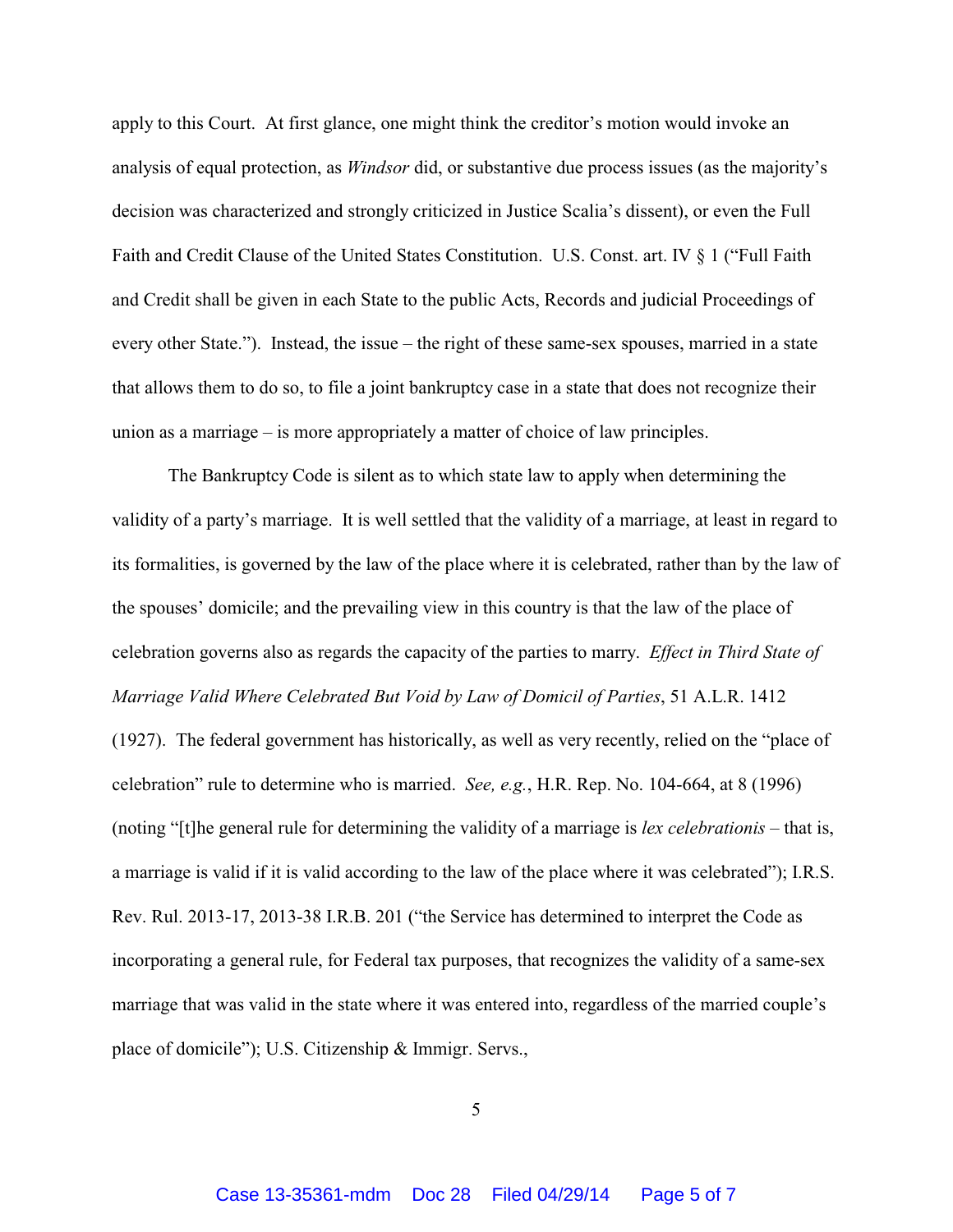apply to this Court. At first glance, one might think the creditor's motion would invoke an analysis of equal protection, as *Windsor* did, or substantive due process issues (as the majority's decision was characterized and strongly criticized in Justice Scalia's dissent), or even the Full Faith and Credit Clause of the United States Constitution. U.S. Const. art. IV § 1 ("Full Faith and Credit shall be given in each State to the public Acts, Records and judicial Proceedings of every other State."). Instead, the issue – the right of these same-sex spouses, married in a state that allows them to do so, to file a joint bankruptcy case in a state that does not recognize their union as a marriage – is more appropriately a matter of choice of law principles.

The Bankruptcy Code is silent as to which state law to apply when determining the validity of a party's marriage. It is well settled that the validity of a marriage, at least in regard to its formalities, is governed by the law of the place where it is celebrated, rather than by the law of the spouses' domicile; and the prevailing view in this country is that the law of the place of celebration governs also as regards the capacity of the parties to marry. *Effect in Third State of Marriage Valid Where Celebrated But Void by Law of Domicil of Parties*, 51 A.L.R. 1412 (1927). The federal government has historically, as well as very recently, relied on the "place of celebration" rule to determine who is married. *See, e.g.*, H.R. Rep. No. 104-664, at 8 (1996) (noting "[t]he general rule for determining the validity of a marriage is *lex celebrationis* – that is, a marriage is valid if it is valid according to the law of the place where it was celebrated"); I.R.S. Rev. Rul. 2013-17, 2013-38 I.R.B. 201 ("the Service has determined to interpret the Code as incorporating a general rule, for Federal tax purposes, that recognizes the validity of a same-sex marriage that was valid in the state where it was entered into, regardless of the married couple's place of domicile"); U.S. Citizenship & Immigr. Servs.,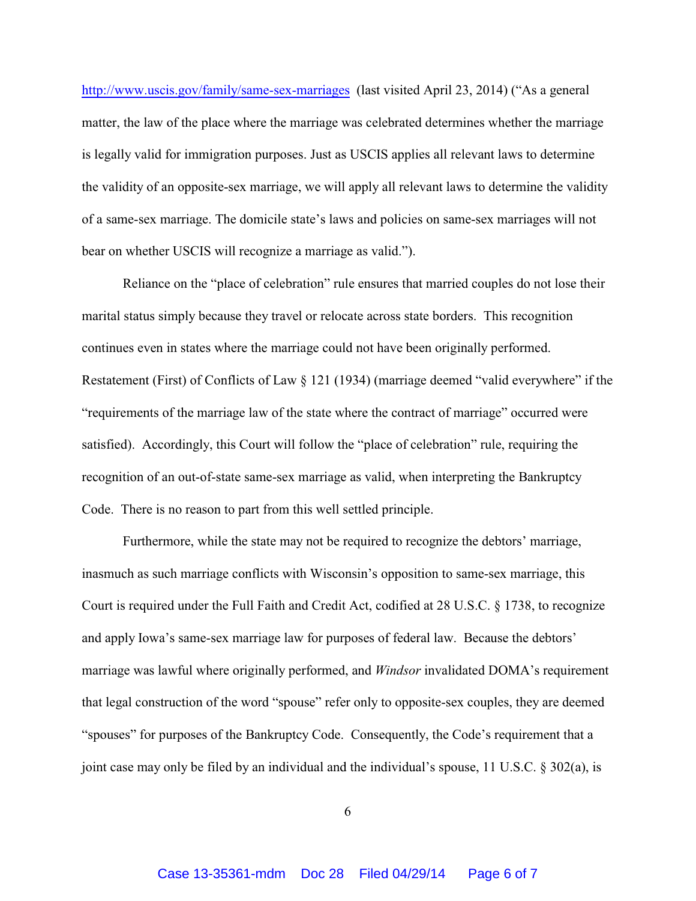http://www.uscis.gov/family/same-sex-marriages (last visited April 23, 2014) ("As a general matter, the law of the place where the marriage was celebrated determines whether the marriage is legally valid for immigration purposes. Just as USCIS applies all relevant laws to determine the validity of an opposite-sex marriage, we will apply all relevant laws to determine the validity of a same-sex marriage. The domicile state's laws and policies on same-sex marriages will not bear on whether USCIS will recognize a marriage as valid.").

Reliance on the "place of celebration" rule ensures that married couples do not lose their marital status simply because they travel or relocate across state borders. This recognition continues even in states where the marriage could not have been originally performed. Restatement (First) of Conflicts of Law § 121 (1934) (marriage deemed "valid everywhere" if the "requirements of the marriage law of the state where the contract of marriage" occurred were satisfied). Accordingly, this Court will follow the "place of celebration" rule, requiring the recognition of an out-of-state same-sex marriage as valid, when interpreting the Bankruptcy Code. There is no reason to part from this well settled principle.

Furthermore, while the state may not be required to recognize the debtors' marriage, inasmuch as such marriage conflicts with Wisconsin's opposition to same-sex marriage, this Court is required under the Full Faith and Credit Act, codified at 28 U.S.C. § 1738, to recognize and apply Iowa's same-sex marriage law for purposes of federal law. Because the debtors' marriage was lawful where originally performed, and *Windsor* invalidated DOMA's requirement that legal construction of the word "spouse" refer only to opposite-sex couples, they are deemed "spouses" for purposes of the Bankruptcy Code. Consequently, the Code's requirement that a joint case may only be filed by an individual and the individual's spouse, 11 U.S.C. § 302(a), is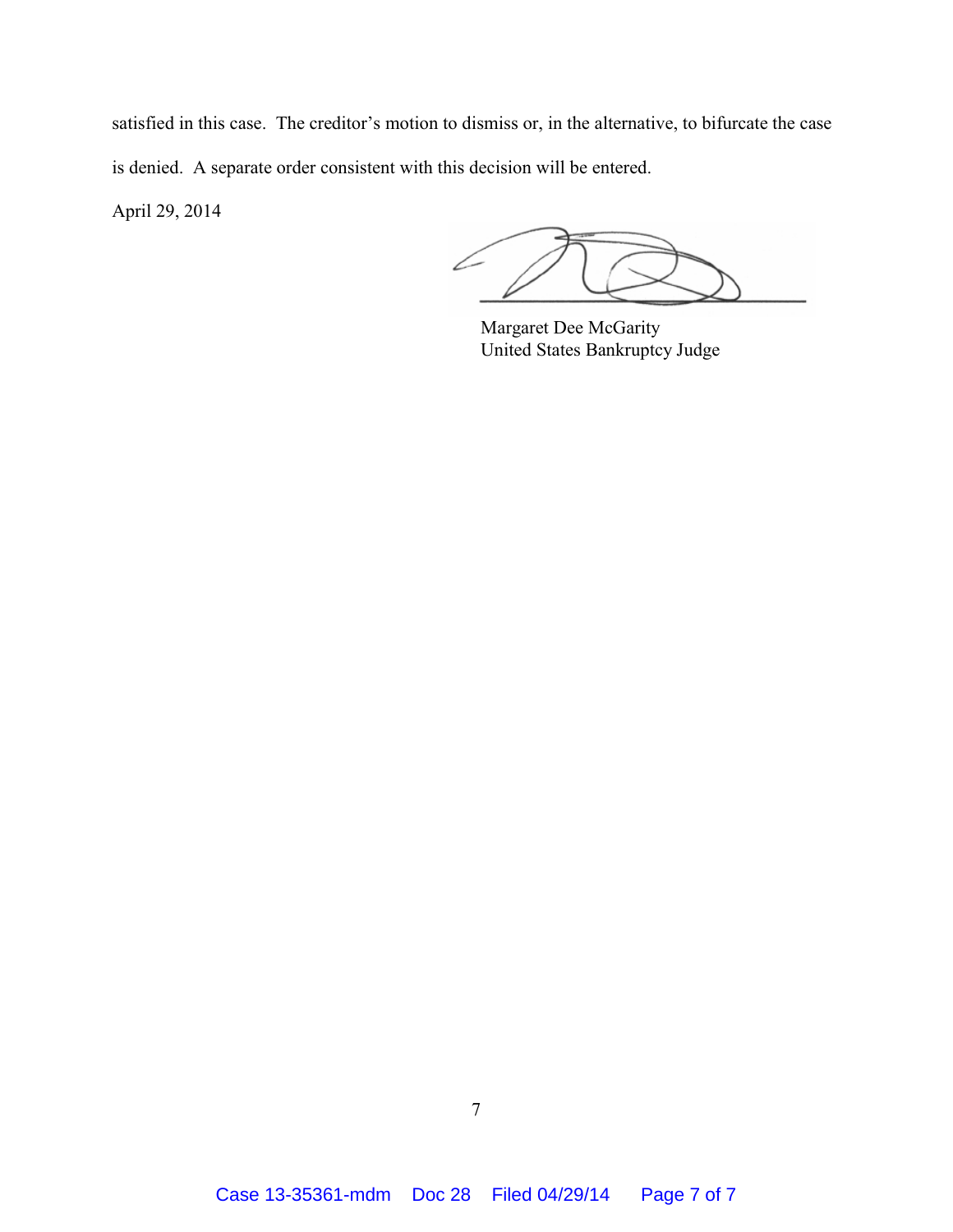satisfied in this case. The creditor's motion to dismiss or, in the alternative, to bifurcate the case is denied. A separate order consistent with this decision will be entered.

April 29, 2014

Margaret Dee McGarity
United States Bankruptcy Judge